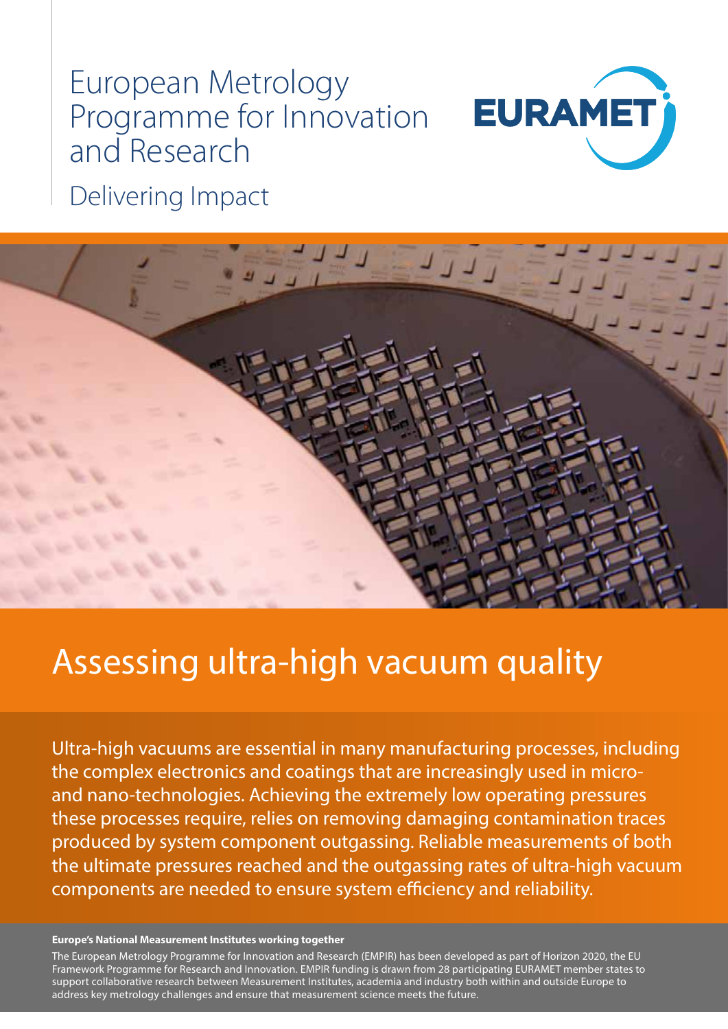European Metrology Programme for Innovation and Research

EURAMET

Delivering Impact

# Assessing ultra-high vacuum quality

Ultra-high vacuums are essential in many manufacturing processes, including the complex electronics and coatings that are increasingly used in micro- and nano-technologies. Achieving the extremely low operating pressures these processes require, relies on removing damaging contamination traces produced by system component outgassing. Reliable measurements of both the ultimate pressures reached and the outgassing rates of ultra-high vacuum components are needed to ensure system efficiency and reliability.

**Europe's National Measurement Institutes working together**

The European Metrology Programme for Innovation and Research (EMPIR) has been developed as part of Horizon 2020, the EU Framework Programme for Research and Innovation. EMPIR funding is drawn from 28 participating EURAMET member states to support collaborative research between Measurement Institutes, academia and industry both within and outside Europe to address key metrology challenges and ensure that measurement science meets the future.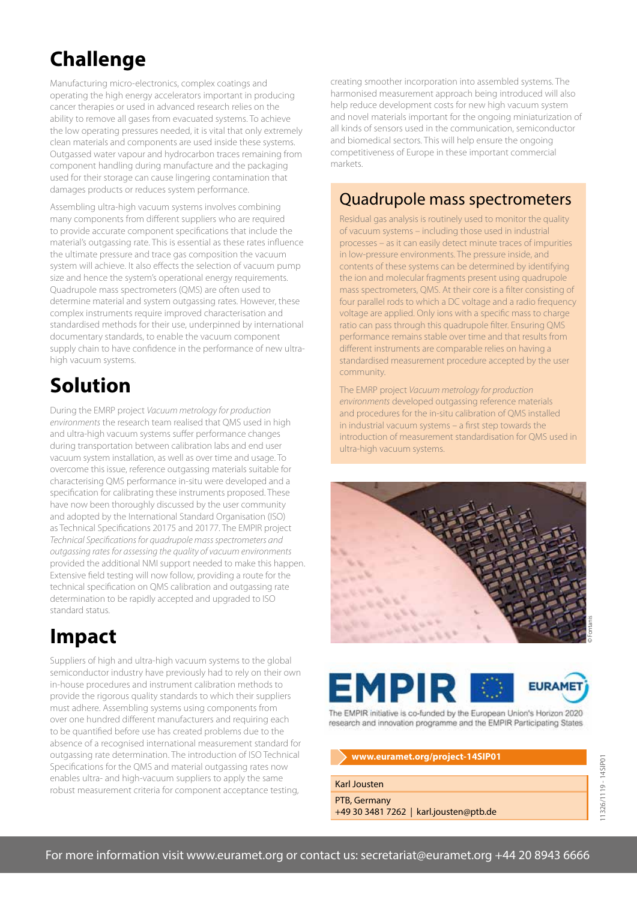## Challenge

Manufacturing micro-electronics, complex coatings and operating the high energy accelerators important in producing cancer therapies or used in advanced research relies on the ability to remove all gases from evacuated systems. To achieve the low operating pressures needed, it is vital that only extremely clean materials and components are used inside these systems. Outgassed water vapour and hydrocarbon traces remaining from component handling during manufacture and the packaging used for their storage can cause lingering contamination that damages products or reduces system performance.

Assembling ultra-high vacuum systems involves combining many components from different suppliers who are required to provide accurate component specifications that include the material's outgassing rate. This is essential as these rates influence the ultimate pressure and trace gas composition the vacuum system will achieve. It also effects the selection of vacuum pump size and hence the system's operational energy requirements. Quadrupole mass spectrometers (QMS) are often used to determine material and system outgassing rates. However, these complex instruments require improved characterisation and standardised methods for their use, underpinned by international documentary standards, to enable the vacuum component supply chain to have confidence in the performance of new ultra-high vacuum systems.

## Solution

During the EMRP project *Vacuum metrology for production environments* the research team realised that QMS used in high and ultra-high vacuum systems suffer performance changes during transportation between calibration labs and end user vacuum system installation, as well as over time and usage. To overcome this issue, reference outgassing materials suitable for characterising QMS performance in-situ were developed and a specification for calibrating these instruments proposed. These have now been thoroughly discussed by the user community and adopted by the International Standard Organisation (ISO) as Technical Specifications 20175 and 20177. The EMPIR project *Technical Specifications for quadrupole mass spectrometers and outgassing rates for assessing the quality of vacuum environments* provided the additional NMI support needed to make this happen. Extensive field testing will now follow, providing a route for the technical specification on QMS calibration and outgassing rate determination to be rapidly accepted and upgraded to ISO standard status.

## Impact

Suppliers of high and ultra-high vacuum systems to the global semiconductor industry have previously had to rely on their own in-house procedures and instrument calibration methods to provide the rigorous quality standards to which their suppliers must adhere. Assembling systems using components from over one hundred different manufacturers and requiring each to be quantified before use has created problems due to the absence of a recognised international measurement standard for outgassing rate determination. The introduction of ISO Technical Specifications for the QMS and material outgassing rates now enables ultra- and high-vacuum suppliers to apply the same robust measurement criteria for component acceptance testing, creating smoother incorporation into assembled systems. The harmonised measurement approach being introduced will also help reduce development costs for new high vacuum system and novel materials important for the ongoing miniaturization of all kinds of sensors used in the communication, semiconductor and biomedical sectors. This will help ensure the ongoing competitiveness of Europe in these important commercial markets.

## Quadrupole mass spectrometers

Residual gas analysis is routinely used to monitor the quality of vacuum systems – including those used in industrial processes – as it can easily detect minute traces of impurities in low-pressure environments. The pressure inside, and contents of these systems can be determined by identifying the ion and molecular fragments present using quadrupole mass spectrometers, QMS. At their core is a filter consisting of four parallel rods to which a DC voltage and a radio frequency voltage are applied. Only ions with a specific mass to charge ratio can pass through this quadrupole filter. Ensuring QMS performance remains stable over time and that results from different instruments are comparable relies on having a standardised measurement procedure accepted by the user community.

The EMRP project *Vacuum metrology for production environments* developed outgassing reference materials and procedures for the in-situ calibration of QMS installed in industrial vacuum systems – a first step towards the introduction of measurement standardisation for QMS used in ultra-high vacuum systems.

© Fontanis

The EMPIR initiative is co-funded by the European Union's Horizon 2020 research and innovation programme and the EMPIR Participating States

**www.euramet.org/project-14SIP01**

Karl Jousten

PTB, Germany
+49 30 3481 7262 | karl.jousten@ptb.de

11326/1119 - 14SIP01

For more information visit www.euramet.org or contact us: secretariat@euramet.org +44 20 8943 6666